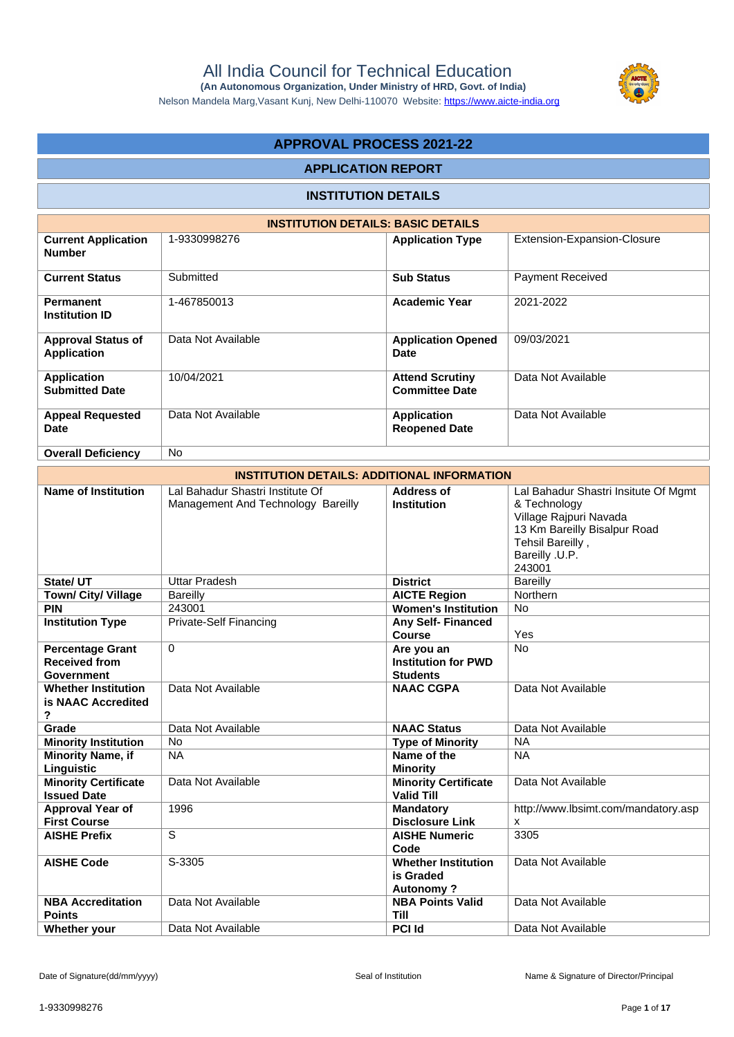# All India Council for Technical Education

**(An Autonomous Organization, Under Ministry of HRD, Govt. of India)**

Nelson Mandela Marg,Vasant Kunj, New Delhi-110070 Website: https://www.aicte-india.org

## APPROVAL PROCESS 2021-22

## APPLICATION REPORT

## INSTITUTION DETAILS

| INSTITUTION DETAILS: BASIC DETAILS | | | |
|---|---|---|---|
| **Current Application Number** | 1-9330998276 | **Application Type** | Extension-Expansion-Closure |
| **Current Status** | Submitted | **Sub Status** | Payment Received |
| **Permanent Institution ID** | 1-467850013 | **Academic Year** | 2021-2022 |
| **Approval Status of Application** | Data Not Available | **Application Opened Date** | 09/03/2021 |
| **Application Submitted Date** | 10/04/2021 | **Attend Scrutiny Committee Date** | Data Not Available |
| **Appeal Requested Date** | Data Not Available | **Application Reopened Date** | Data Not Available |
| **Overall Deficiency** | No | | |

| INSTITUTION DETAILS: ADDITIONAL INFORMATION | | | |
|---|---|---|---|
| **Name of Institution** | Lal Bahadur Shastri Institute Of Management And Technology Bareilly | **Address of Institution** | Lal Bahadur Shastri Insitute Of Mgmt & Technology Village Rajpuri Navada 13 Km Bareilly Bisalpur Road Tehsil Bareilly , Bareilly .U.P. 243001 |
| **State/ UT** | Uttar Pradesh | **District** | Bareilly |
| **Town/ City/ Village** | Bareilly | **AICTE Region** | Northern |
| **PIN** | 243001 | **Women's Institution** | No |
| **Institution Type** | Private-Self Financing | **Any Self- Financed Course** | Yes |
| **Percentage Grant Received from Government** | 0 | **Are you an Institution for PWD Students** | No |
| **Whether Institution is NAAC Accredited ?** | Data Not Available | **NAAC CGPA** | Data Not Available |
| **Grade** | Data Not Available | **NAAC Status** | Data Not Available |
| **Minority Institution** | No | **Type of Minority** | NA |
| **Minority Name, if Linguistic** | NA | **Name of the Minority** | NA |
| **Minority Certificate Issued Date** | Data Not Available | **Minority Certificate Valid Till** | Data Not Available |
| **Approval Year of First Course** | 1996 | **Mandatory Disclosure Link** | http://www.lbsimt.com/mandatory.aspx |
| **AISHE Prefix** | S | **AISHE Numeric Code** | 3305 |
| **AISHE Code** | S-3305 | **Whether Institution is Graded Autonomy ?** | Data Not Available |
| **NBA Accreditation Points** | Data Not Available | **NBA Points Valid Till** | Data Not Available |
| **Whether your** | Data Not Available | **PCI Id** | Data Not Available |

Date of Signature(dd/mm/yyyy) Seal of Institution Name & Signature of Director/Principal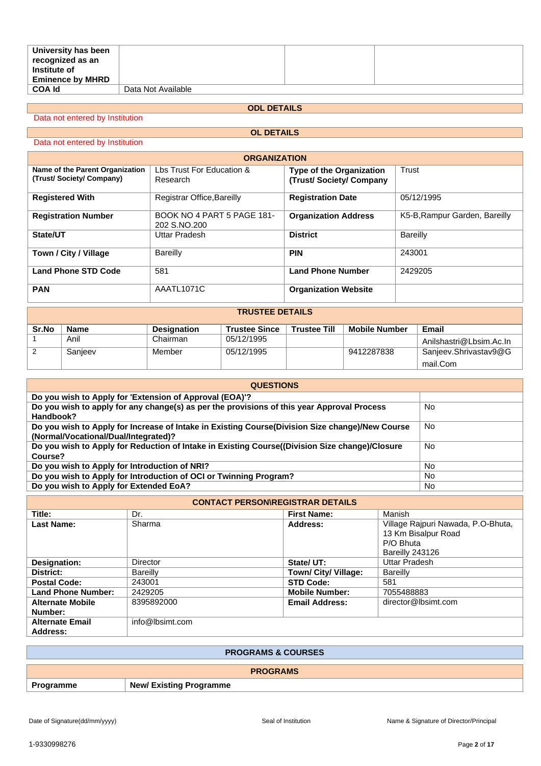| University has been recognized as an Institute of Eminence by MHRD | | | |
|---|---|---|---|
| COA Id | Data Not Available | | |

## ODL DETAILS

Data not entered by Institution

## OL DETAILS

Data not entered by Institution

## ORGANIZATION

| Name of the Parent Organization (Trust/ Society/ Company) | Lbs Trust For Education & Research | Type of the Organization (Trust/ Society/ Company | Trust |
|---|---|---|---|
| Registered With | Registrar Office,Bareilly | Registration Date | 05/12/1995 |
| Registration Number | BOOK NO 4 PART 5 PAGE 181-202 S.NO.200 | Organization Address | K5-B,Rampur Garden, Bareilly |
| State/UT | Uttar Pradesh | District | Bareilly |
| Town / City / Village | Bareilly | PIN | 243001 |
| Land Phone STD Code | 581 | Land Phone Number | 2429205 |
| PAN | AAATL1071C | Organization Website | |

## TRUSTEE DETAILS

| Sr.No | Name | Designation | Trustee Since | Trustee Till | Mobile Number | Email |
|---|---|---|---|---|---|---|
| 1 | Anil | Chairman | 05/12/1995 | | | Anilshastri@Lbsim.Ac.In |
| 2 | Sanjeev | Member | 05/12/1995 | | 9412287838 | Sanjeev.Shrivastav9@Gmail.Com |

## QUESTIONS

| Question | Answer |
|---|---|
| Do you wish to Apply for 'Extension of Approval (EOA)'? | |
| Do you wish to apply for any change(s) as per the provisions of this year Approval Process Handbook? | No |
| Do you wish to Apply for Increase of Intake in Existing Course(Division Size change)/New Course (Normal/Vocational/Dual/Integrated)? | No |
| Do you wish to Apply for Reduction of Intake in Existing Course((Division Size change)/Closure Course? | No |
| Do you wish to Apply for Introduction of NRI? | No |
| Do you wish to Apply for Introduction of OCI or Twinning Program? | No |
| Do you wish to Apply for Extended EoA? | No |

## CONTACT PERSON\REGISTRAR DETAILS

| Title: | Dr. | First Name: | Manish |
|---|---|---|---|
| Last Name: | Sharma | Address: | Village Rajpuri Nawada, P.O-Bhuta, 13 Km Bisalpur Road P/O Bhuta Bareilly 243126 |
| Designation: | Director | State/ UT: | Uttar Pradesh |
| District: | Bareilly | Town/ City/ Village: | Bareilly |
| Postal Code: | 243001 | STD Code: | 581 |
| Land Phone Number: | 2429205 | Mobile Number: | 7055488883 |
| Alternate Mobile Number: | 8395892000 | Email Address: | director@lbsimt.com |
| Alternate Email Address: | info@lbsimt.com | | |

## PROGRAMS & COURSES

### PROGRAMS

| Programme | New/ Existing Programme |
|---|---|

Date of Signature(dd/mm/yyyy) | Seal of Institution | Name & Signature of Director/Principal

1-9330998276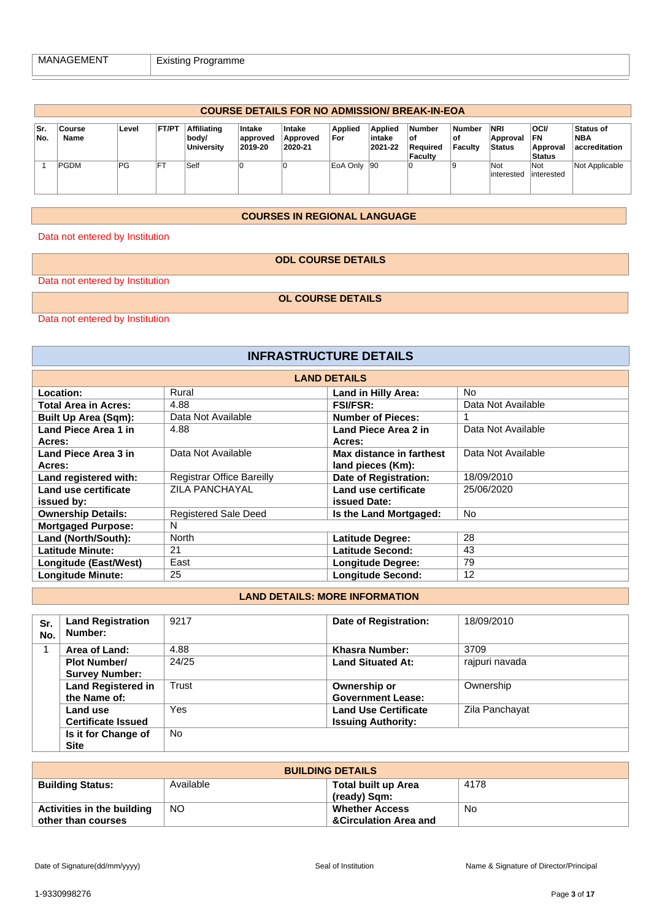| MANAGEMENT | Existing Programme |
|---|---|

## COURSE DETAILS FOR NO ADMISSION/ BREAK-IN-EOA

| Sr. No. | Course Name | Level | FT/PT | Affiliating body/ University | Intake approved 2019-20 | Intake Approved 2020-21 | Applied For | Applied intake 2021-22 | Number of Required Faculty | Number of Faculty | NRI Approval Status | OCI/ FN Approval Status | Status of NBA accreditation |
|---|---|---|---|---|---|---|---|---|---|---|---|---|---|
| 1 | PGDM | PG | FT | Self | 0 | 0 | EoA Only | 90 | 0 | 9 | Not interested | Not interested | Not Applicable |

## COURSES IN REGIONAL LANGUAGE

Data not entered by Institution

## ODL COURSE DETAILS

Data not entered by Institution

## OL COURSE DETAILS

Data not entered by Institution

# INFRASTRUCTURE DETAILS

## LAND DETAILS

| | | | |
|---|---|---|---|
| **Location:** | Rural | **Land in Hilly Area:** | No |
| **Total Area in Acres:** | 4.88 | **FSI/FSR:** | Data Not Available |
| **Built Up Area (Sqm):** | Data Not Available | **Number of Pieces:** | 1 |
| **Land Piece Area 1 in Acres:** | 4.88 | **Land Piece Area 2 in Acres:** | Data Not Available |
| **Land Piece Area 3 in Acres:** | Data Not Available | **Max distance in farthest land pieces (Km):** | Data Not Available |
| **Land registered with:** | Registrar Office Bareilly | **Date of Registration:** | 18/09/2010 |
| **Land use certificate issued by:** | ZILA PANCHAYAL | **Land use certificate issued Date:** | 25/06/2020 |
| **Ownership Details:** | Registered Sale Deed | **Is the Land Mortgaged:** | No |
| **Mortgaged Purpose:** | N | | |
| **Land (North/South):** | North | **Latitude Degree:** | 28 |
| **Latitude Minute:** | 21 | **Latitude Second:** | 43 |
| **Longitude (East/West)** | East | **Longitude Degree:** | 79 |
| **Longitude Minute:** | 25 | **Longitude Second:** | 12 |

## LAND DETAILS: MORE INFORMATION

| Sr. No. | | | | |
|---|---|---|---|---|
| | **Land Registration Number:** | 9217 | **Date of Registration:** | 18/09/2010 |
| 1 | **Area of Land:** | 4.88 | **Khasra Number:** | 3709 |
| | **Plot Number/ Survey Number:** | 24/25 | **Land Situated At:** | rajpuri navada |
| | **Land Registered in the Name of:** | Trust | **Ownership or Government Lease:** | Ownership |
| | **Land use Certificate Issued** | Yes | **Land Use Certificate Issuing Authority:** | Zila Panchayat |
| | **Is it for Change of Site** | No | | |

## BUILDING DETAILS

| | | | |
|---|---|---|---|
| **Building Status:** | Available | **Total built up Area (ready) Sqm:** | 4178 |
| **Activities in the building other than courses** | NO | **Whether Access &Circulation Area and** | No |

Date of Signature(dd/mm/yyyy) | Seal of Institution | Name & Signature of Director/Principal

1-9330998276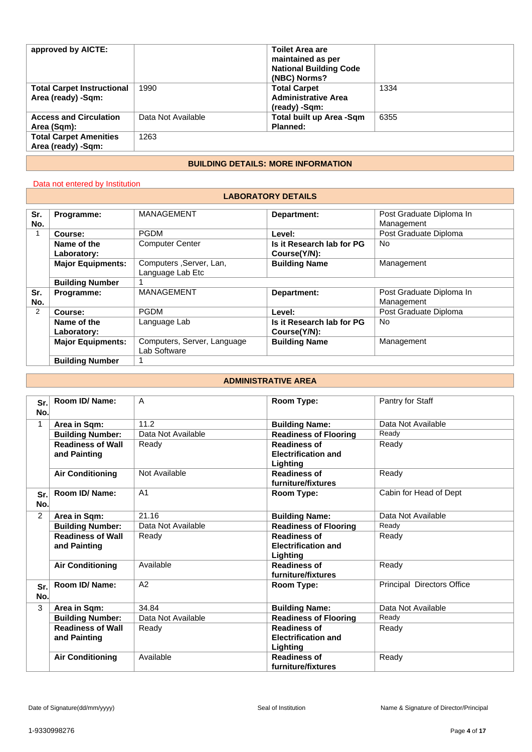| | | | |
|---|---|---|---|
| **approved by AICTE:** | | **Toilet Area are maintained as per National Building Code (NBC) Norms?** | |
| **Total Carpet Instructional Area (ready) -Sqm:** | 1990 | **Total Carpet Administrative Area (ready) -Sqm:** | 1334 |
| **Access and Circulation Area (Sqm):** | Data Not Available | **Total built up Area -Sqm Planned:** | 6355 |
| **Total Carpet Amenities Area (ready) -Sqm:** | 1263 | | |

## BUILDING DETAILS: MORE INFORMATION

Data not entered by Institution

## LABORATORY DETAILS

| Sr. No. | Programme: | MANAGEMENT | Department: | Post Graduate Diploma In Management |
|---|---|---|---|---|
| 1 | **Course:** | PGDM | **Level:** | Post Graduate Diploma |
| | **Name of the Laboratory:** | Computer Center | **Is it Research lab for PG Course(Y/N):** | No |
| | **Major Equipments:** | Computers ,Server, Lan, Language Lab Etc | **Building Name** | Management |
| | **Building Number** | 1 | | |
| **Sr. No.** | **Programme:** | MANAGEMENT | **Department:** | Post Graduate Diploma In Management |
| 2 | **Course:** | PGDM | **Level:** | Post Graduate Diploma |
| | **Name of the Laboratory:** | Language Lab | **Is it Research lab for PG Course(Y/N):** | No |
| | **Major Equipments:** | Computers, Server, Language Lab Software | **Building Name** | Management |
| | **Building Number** | 1 | | |

## ADMINISTRATIVE AREA

| Sr. No. | Room ID/ Name: | A | Room Type: | Pantry for Staff |
|---|---|---|---|---|
| 1 | **Area in Sqm:** | 11.2 | **Building Name:** | Data Not Available |
| | **Building Number:** | Data Not Available | **Readiness of Flooring** | Ready |
| | **Readiness of Wall and Painting** | Ready | **Readiness of Electrification and Lighting** | Ready |
| | **Air Conditioning** | Not Available | **Readiness of furniture/fixtures** | Ready |
| **Sr. No.** | **Room ID/ Name:** | A1 | **Room Type:** | Cabin for Head of Dept |
| 2 | **Area in Sqm:** | 21.16 | **Building Name:** | Data Not Available |
| | **Building Number:** | Data Not Available | **Readiness of Flooring** | Ready |
| | **Readiness of Wall and Painting** | Ready | **Readiness of Electrification and Lighting** | Ready |
| | **Air Conditioning** | Available | **Readiness of furniture/fixtures** | Ready |
| **Sr. No.** | **Room ID/ Name:** | A2 | **Room Type:** | Principal Directors Office |
| 3 | **Area in Sqm:** | 34.84 | **Building Name:** | Data Not Available |
| | **Building Number:** | Data Not Available | **Readiness of Flooring** | Ready |
| | **Readiness of Wall and Painting** | Ready | **Readiness of Electrification and Lighting** | Ready |
| | **Air Conditioning** | Available | **Readiness of furniture/fixtures** | Ready |

Date of Signature(dd/mm/yyyy) Seal of Institution Name & Signature of Director/Principal

1-9330998276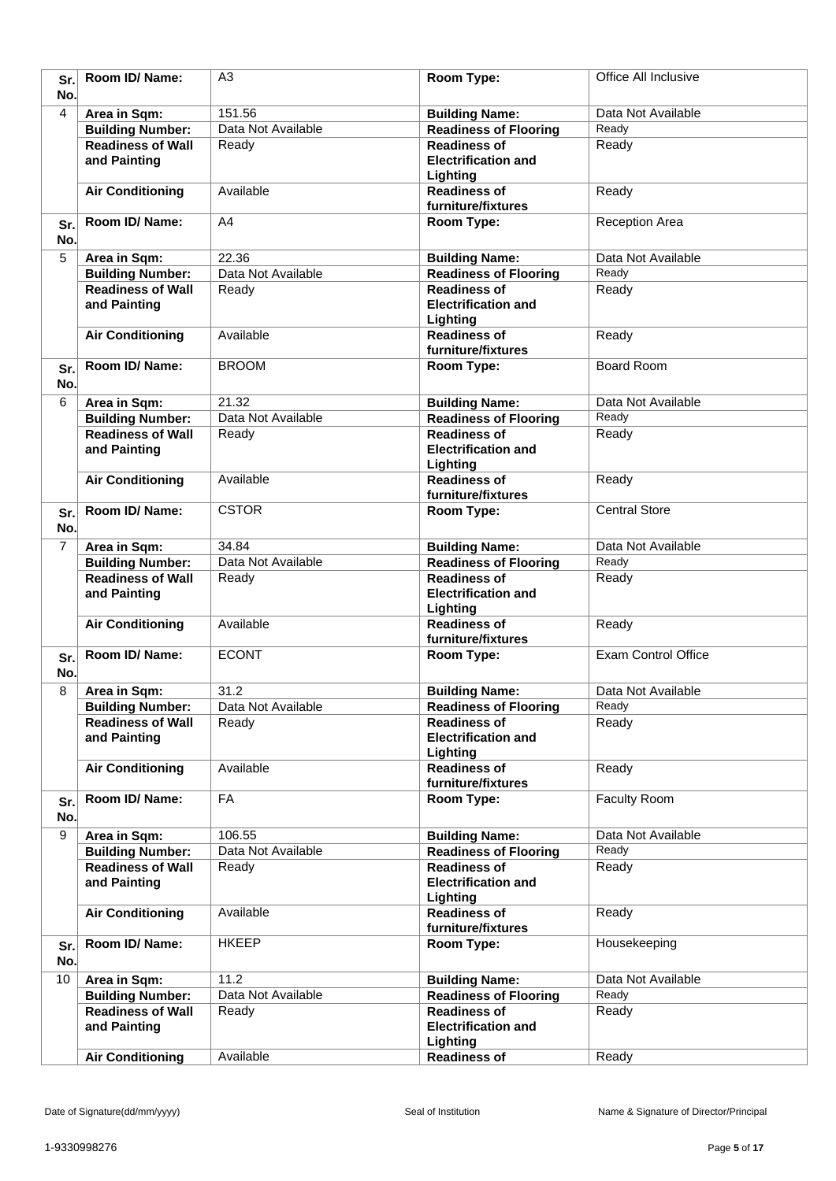| Sr. No. | Room ID/ Name: | A3 | Room Type: | Office All Inclusive |
|---|---|---|---|---|
| 4 | Area in Sqm: | 151.56 | Building Name: | Data Not Available |
| | Building Number: | Data Not Available | Readiness of Flooring | Ready |
| | Readiness of Wall and Painting | Ready | Readiness of Electrification and Lighting | Ready |
| | Air Conditioning | Available | Readiness of furniture/fixtures | Ready |
| Sr. No. | Room ID/ Name: | A4 | Room Type: | Reception Area |
| 5 | Area in Sqm: | 22.36 | Building Name: | Data Not Available |
| | Building Number: | Data Not Available | Readiness of Flooring | Ready |
| | Readiness of Wall and Painting | Ready | Readiness of Electrification and Lighting | Ready |
| | Air Conditioning | Available | Readiness of furniture/fixtures | Ready |
| Sr. No. | Room ID/ Name: | BROOM | Room Type: | Board Room |
| 6 | Area in Sqm: | 21.32 | Building Name: | Data Not Available |
| | Building Number: | Data Not Available | Readiness of Flooring | Ready |
| | Readiness of Wall and Painting | Ready | Readiness of Electrification and Lighting | Ready |
| | Air Conditioning | Available | Readiness of furniture/fixtures | Ready |
| Sr. No. | Room ID/ Name: | CSTOR | Room Type: | Central Store |
| 7 | Area in Sqm: | 34.84 | Building Name: | Data Not Available |
| | Building Number: | Data Not Available | Readiness of Flooring | Ready |
| | Readiness of Wall and Painting | Ready | Readiness of Electrification and Lighting | Ready |
| | Air Conditioning | Available | Readiness of furniture/fixtures | Ready |
| Sr. No. | Room ID/ Name: | ECONT | Room Type: | Exam Control Office |
| 8 | Area in Sqm: | 31.2 | Building Name: | Data Not Available |
| | Building Number: | Data Not Available | Readiness of Flooring | Ready |
| | Readiness of Wall and Painting | Ready | Readiness of Electrification and Lighting | Ready |
| | Air Conditioning | Available | Readiness of furniture/fixtures | Ready |
| Sr. No. | Room ID/ Name: | FA | Room Type: | Faculty Room |
| 9 | Area in Sqm: | 106.55 | Building Name: | Data Not Available |
| | Building Number: | Data Not Available | Readiness of Flooring | Ready |
| | Readiness of Wall and Painting | Ready | Readiness of Electrification and Lighting | Ready |
| | Air Conditioning | Available | Readiness of furniture/fixtures | Ready |
| Sr. No. | Room ID/ Name: | HKEEP | Room Type: | Housekeeping |
| 10 | Area in Sqm: | 11.2 | Building Name: | Data Not Available |
| | Building Number: | Data Not Available | Readiness of Flooring | Ready |
| | Readiness of Wall and Painting | Ready | Readiness of Electrification and Lighting | Ready |
| | Air Conditioning | Available | Readiness of | Ready |

Date of Signature(dd/mm/yyyy) Seal of Institution Name & Signature of Director/Principal

1-9330998276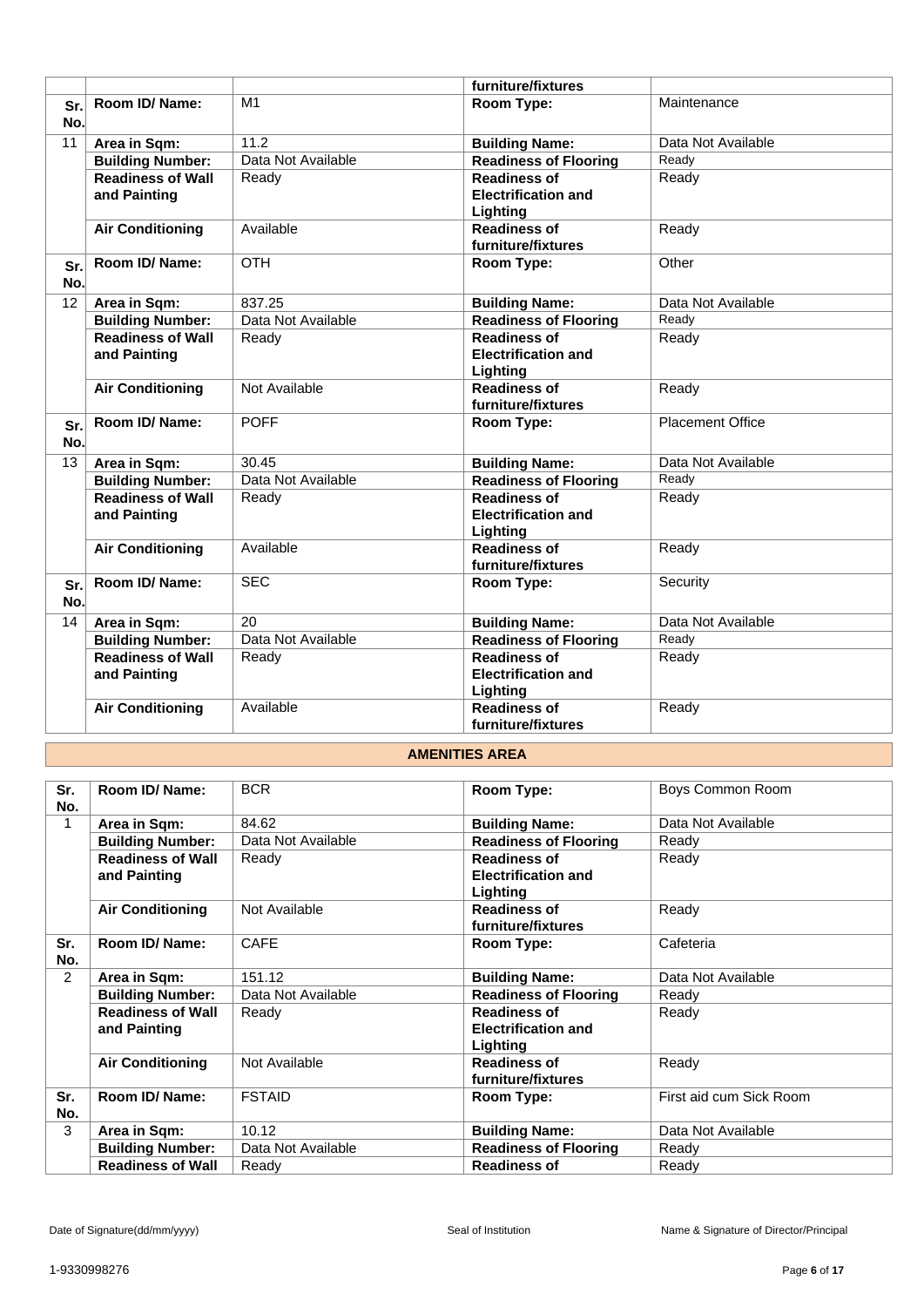| | | | furniture/fixtures | |
|---|---|---|---|---|
| **Sr. No.** | **Room ID/ Name:** | M1 | **Room Type:** | Maintenance |
| 11 | **Area in Sqm:** | 11.2 | **Building Name:** | Data Not Available |
| | **Building Number:** | Data Not Available | **Readiness of Flooring** | Ready |
| | **Readiness of Wall and Painting** | Ready | **Readiness of Electrification and Lighting** | Ready |
| | **Air Conditioning** | Available | **Readiness of furniture/fixtures** | Ready |
| **Sr. No.** | **Room ID/ Name:** | OTH | **Room Type:** | Other |
| 12 | **Area in Sqm:** | 837.25 | **Building Name:** | Data Not Available |
| | **Building Number:** | Data Not Available | **Readiness of Flooring** | Ready |
| | **Readiness of Wall and Painting** | Ready | **Readiness of Electrification and Lighting** | Ready |
| | **Air Conditioning** | Not Available | **Readiness of furniture/fixtures** | Ready |
| **Sr. No.** | **Room ID/ Name:** | POFF | **Room Type:** | Placement Office |
| 13 | **Area in Sqm:** | 30.45 | **Building Name:** | Data Not Available |
| | **Building Number:** | Data Not Available | **Readiness of Flooring** | Ready |
| | **Readiness of Wall and Painting** | Ready | **Readiness of Electrification and Lighting** | Ready |
| | **Air Conditioning** | Available | **Readiness of furniture/fixtures** | Ready |
| **Sr. No.** | **Room ID/ Name:** | SEC | **Room Type:** | Security |
| 14 | **Area in Sqm:** | 20 | **Building Name:** | Data Not Available |
| | **Building Number:** | Data Not Available | **Readiness of Flooring** | Ready |
| | **Readiness of Wall and Painting** | Ready | **Readiness of Electrification and Lighting** | Ready |
| | **Air Conditioning** | Available | **Readiness of furniture/fixtures** | Ready |

## AMENITIES AREA

| **Sr. No.** | **Room ID/ Name:** | BCR | **Room Type:** | Boys Common Room |
|---|---|---|---|---|
| 1 | **Area in Sqm:** | 84.62 | **Building Name:** | Data Not Available |
| | **Building Number:** | Data Not Available | **Readiness of Flooring** | Ready |
| | **Readiness of Wall and Painting** | Ready | **Readiness of Electrification and Lighting** | Ready |
| | **Air Conditioning** | Not Available | **Readiness of furniture/fixtures** | Ready |
| **Sr. No.** | **Room ID/ Name:** | CAFE | **Room Type:** | Cafeteria |
| 2 | **Area in Sqm:** | 151.12 | **Building Name:** | Data Not Available |
| | **Building Number:** | Data Not Available | **Readiness of Flooring** | Ready |
| | **Readiness of Wall and Painting** | Ready | **Readiness of Electrification and Lighting** | Ready |
| | **Air Conditioning** | Not Available | **Readiness of furniture/fixtures** | Ready |
| **Sr. No.** | **Room ID/ Name:** | FSTAID | **Room Type:** | First aid cum Sick Room |
| 3 | **Area in Sqm:** | 10.12 | **Building Name:** | Data Not Available |
| | **Building Number:** | Data Not Available | **Readiness of Flooring** | Ready |
| | **Readiness of Wall** | Ready | **Readiness of** | Ready |

Date of Signature(dd/mm/yyyy) | Seal of Institution | Name & Signature of Director/Principal

1-9330998276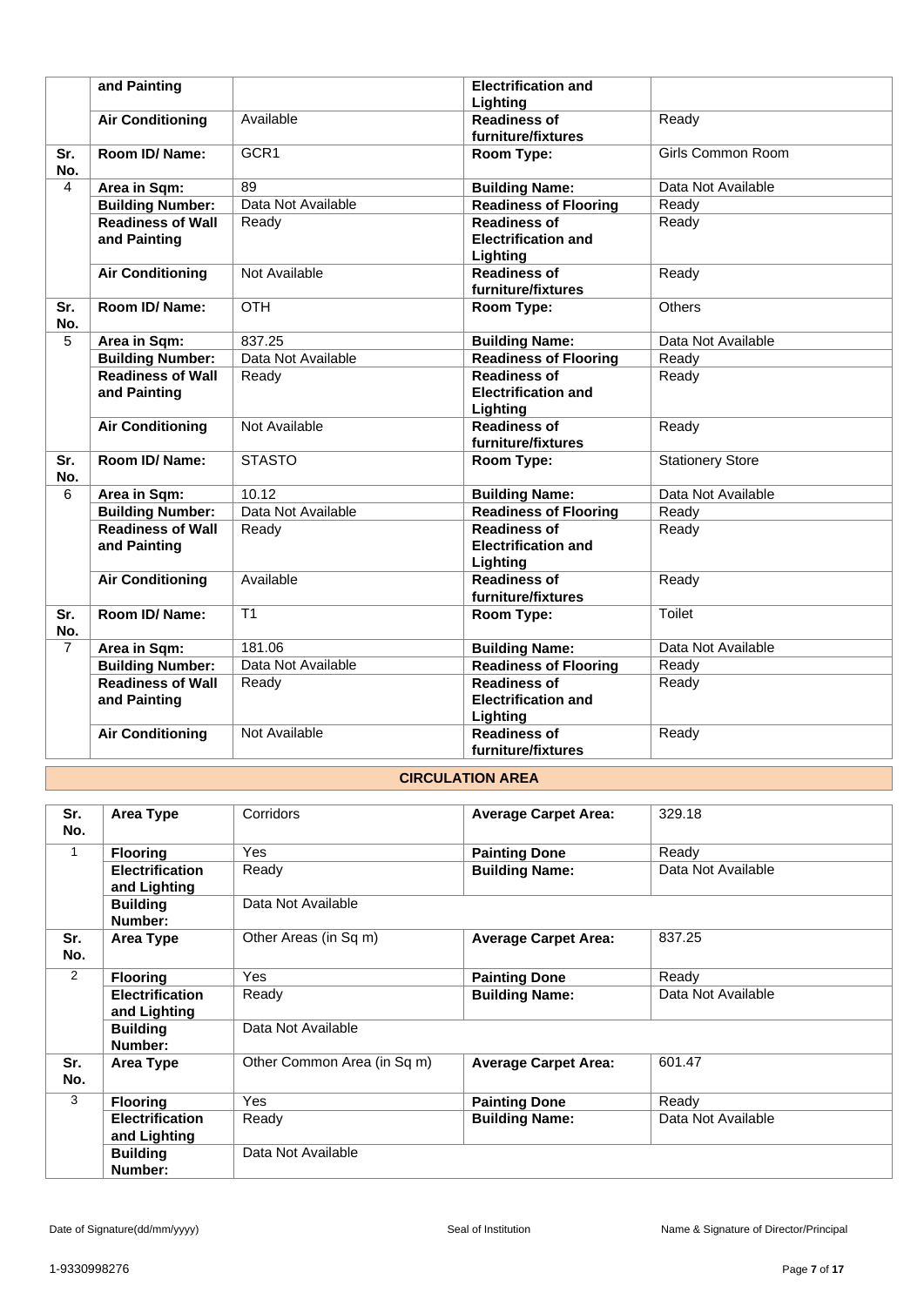|  | and Painting |  | Electrification and Lighting |  |
|---|---|---|---|---|
|  | **Air Conditioning** | Available | **Readiness of furniture/fixtures** | Ready |
| **Sr. No.** | **Room ID/ Name:** | GCR1 | **Room Type:** | Girls Common Room |
| 4 | **Area in Sqm:** | 89 | **Building Name:** | Data Not Available |
|  | **Building Number:** | Data Not Available | **Readiness of Flooring** | Ready |
|  | **Readiness of Wall and Painting** | Ready | **Readiness of Electrification and Lighting** | Ready |
|  | **Air Conditioning** | Not Available | **Readiness of furniture/fixtures** | Ready |
| **Sr. No.** | **Room ID/ Name:** | OTH | **Room Type:** | Others |
| 5 | **Area in Sqm:** | 837.25 | **Building Name:** | Data Not Available |
|  | **Building Number:** | Data Not Available | **Readiness of Flooring** | Ready |
|  | **Readiness of Wall and Painting** | Ready | **Readiness of Electrification and Lighting** | Ready |
|  | **Air Conditioning** | Not Available | **Readiness of furniture/fixtures** | Ready |
| **Sr. No.** | **Room ID/ Name:** | STASTO | **Room Type:** | Stationery Store |
| 6 | **Area in Sqm:** | 10.12 | **Building Name:** | Data Not Available |
|  | **Building Number:** | Data Not Available | **Readiness of Flooring** | Ready |
|  | **Readiness of Wall and Painting** | Ready | **Readiness of Electrification and Lighting** | Ready |
|  | **Air Conditioning** | Available | **Readiness of furniture/fixtures** | Ready |
| **Sr. No.** | **Room ID/ Name:** | T1 | **Room Type:** | Toilet |
| 7 | **Area in Sqm:** | 181.06 | **Building Name:** | Data Not Available |
|  | **Building Number:** | Data Not Available | **Readiness of Flooring** | Ready |
|  | **Readiness of Wall and Painting** | Ready | **Readiness of Electrification and Lighting** | Ready |
|  | **Air Conditioning** | Not Available | **Readiness of furniture/fixtures** | Ready |

## CIRCULATION AREA

| Sr. No. | Area Type | Corridors | Average Carpet Area: | 329.18 |
|---|---|---|---|---|
| 1 | **Flooring** | Yes | **Painting Done** | Ready |
|  | **Electrification and Lighting** | Ready | **Building Name:** | Data Not Available |
|  | **Building Number:** | Data Not Available |  |  |
| **Sr. No.** | **Area Type** | Other Areas (in Sq m) | **Average Carpet Area:** | 837.25 |
| 2 | **Flooring** | Yes | **Painting Done** | Ready |
|  | **Electrification and Lighting** | Ready | **Building Name:** | Data Not Available |
|  | **Building Number:** | Data Not Available |  |  |
| **Sr. No.** | **Area Type** | Other Common Area (in Sq m) | **Average Carpet Area:** | 601.47 |
| 3 | **Flooring** | Yes | **Painting Done** | Ready |
|  | **Electrification and Lighting** | Ready | **Building Name:** | Data Not Available |
|  | **Building Number:** | Data Not Available |  |  |

Date of Signature(dd/mm/yyyy) Seal of Institution Name & Signature of Director/Principal

1-9330998276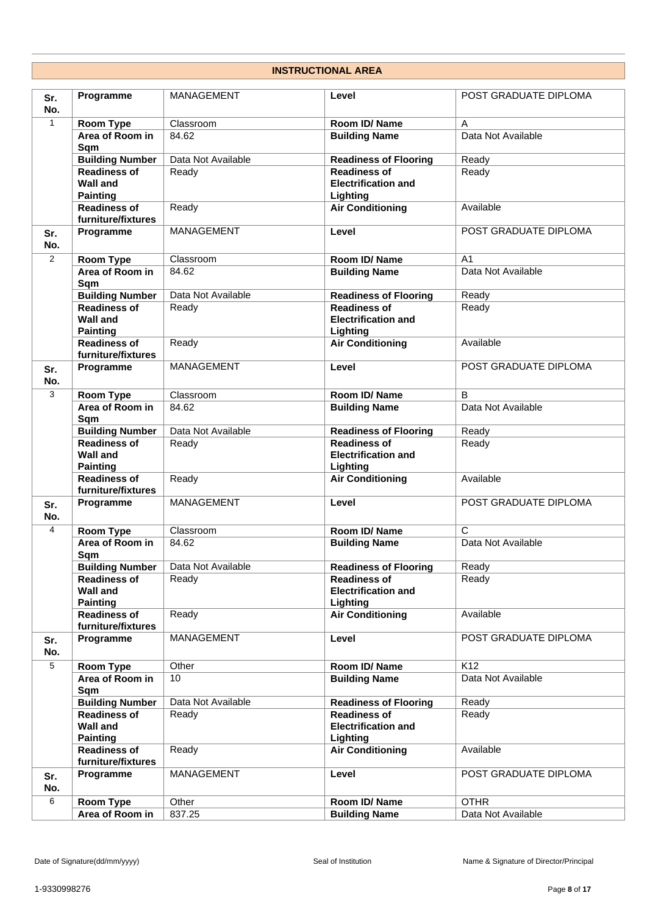## INSTRUCTIONAL AREA

| Sr. No. | Programme | MANAGEMENT | Level | POST GRADUATE DIPLOMA |
|---|---|---|---|---|
| 1 | Room Type | Classroom | Room ID/ Name | A |
| | Area of Room in Sqm | 84.62 | Building Name | Data Not Available |
| | Building Number | Data Not Available | Readiness of Flooring | Ready |
| | Readiness of Wall and Painting | Ready | Readiness of Electrification and Lighting | Ready |
| | Readiness of furniture/fixtures | Ready | Air Conditioning | Available |
| Sr. No. | Programme | MANAGEMENT | Level | POST GRADUATE DIPLOMA |
| 2 | Room Type | Classroom | Room ID/ Name | A1 |
| | Area of Room in Sqm | 84.62 | Building Name | Data Not Available |
| | Building Number | Data Not Available | Readiness of Flooring | Ready |
| | Readiness of Wall and Painting | Ready | Readiness of Electrification and Lighting | Ready |
| | Readiness of furniture/fixtures | Ready | Air Conditioning | Available |
| Sr. No. | Programme | MANAGEMENT | Level | POST GRADUATE DIPLOMA |
| 3 | Room Type | Classroom | Room ID/ Name | B |
| | Area of Room in Sqm | 84.62 | Building Name | Data Not Available |
| | Building Number | Data Not Available | Readiness of Flooring | Ready |
| | Readiness of Wall and Painting | Ready | Readiness of Electrification and Lighting | Ready |
| | Readiness of furniture/fixtures | Ready | Air Conditioning | Available |
| Sr. No. | Programme | MANAGEMENT | Level | POST GRADUATE DIPLOMA |
| 4 | Room Type | Classroom | Room ID/ Name | C |
| | Area of Room in Sqm | 84.62 | Building Name | Data Not Available |
| | Building Number | Data Not Available | Readiness of Flooring | Ready |
| | Readiness of Wall and Painting | Ready | Readiness of Electrification and Lighting | Ready |
| | Readiness of furniture/fixtures | Ready | Air Conditioning | Available |
| Sr. No. | Programme | MANAGEMENT | Level | POST GRADUATE DIPLOMA |
| 5 | Room Type | Other | Room ID/ Name | K12 |
| | Area of Room in Sqm | 10 | Building Name | Data Not Available |
| | Building Number | Data Not Available | Readiness of Flooring | Ready |
| | Readiness of Wall and Painting | Ready | Readiness of Electrification and Lighting | Ready |
| | Readiness of furniture/fixtures | Ready | Air Conditioning | Available |
| Sr. No. | Programme | MANAGEMENT | Level | POST GRADUATE DIPLOMA |
| 6 | Room Type | Other | Room ID/ Name | OTHR |
| | Area of Room in | 837.25 | Building Name | Data Not Available |

Date of Signature(dd/mm/yyyy) | Seal of Institution | Name & Signature of Director/Principal

1-9330998276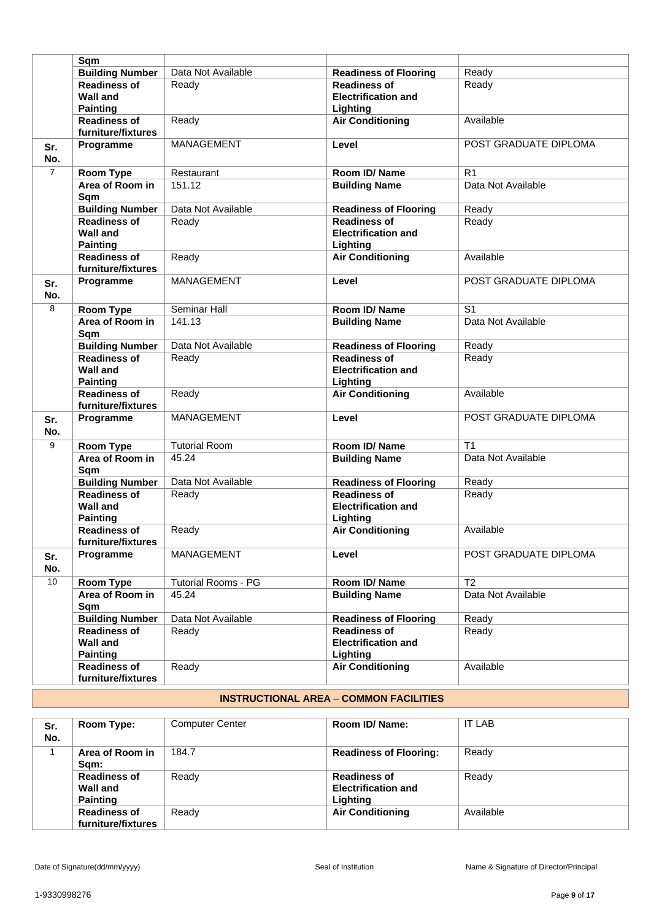| | | | | |
|---|---|---|---|---|
| | **Sqm** | | | |
| | **Building Number** | Data Not Available | **Readiness of Flooring** | Ready |
| | **Readiness of Wall and Painting** | Ready | **Readiness of Electrification and Lighting** | Ready |
| | **Readiness of furniture/fixtures** | Ready | **Air Conditioning** | Available |
| **Sr. No.** | **Programme** | MANAGEMENT | **Level** | POST GRADUATE DIPLOMA |
| 7 | **Room Type** | Restaurant | **Room ID/ Name** | R1 |
| | **Area of Room in Sqm** | 151.12 | **Building Name** | Data Not Available |
| | **Building Number** | Data Not Available | **Readiness of Flooring** | Ready |
| | **Readiness of Wall and Painting** | Ready | **Readiness of Electrification and Lighting** | Ready |
| | **Readiness of furniture/fixtures** | Ready | **Air Conditioning** | Available |
| **Sr. No.** | **Programme** | MANAGEMENT | **Level** | POST GRADUATE DIPLOMA |
| 8 | **Room Type** | Seminar Hall | **Room ID/ Name** | S1 |
| | **Area of Room in Sqm** | 141.13 | **Building Name** | Data Not Available |
| | **Building Number** | Data Not Available | **Readiness of Flooring** | Ready |
| | **Readiness of Wall and Painting** | Ready | **Readiness of Electrification and Lighting** | Ready |
| | **Readiness of furniture/fixtures** | Ready | **Air Conditioning** | Available |
| **Sr. No.** | **Programme** | MANAGEMENT | **Level** | POST GRADUATE DIPLOMA |
| 9 | **Room Type** | Tutorial Room | **Room ID/ Name** | T1 |
| | **Area of Room in Sqm** | 45.24 | **Building Name** | Data Not Available |
| | **Building Number** | Data Not Available | **Readiness of Flooring** | Ready |
| | **Readiness of Wall and Painting** | Ready | **Readiness of Electrification and Lighting** | Ready |
| | **Readiness of furniture/fixtures** | Ready | **Air Conditioning** | Available |
| **Sr. No.** | **Programme** | MANAGEMENT | **Level** | POST GRADUATE DIPLOMA |
| 10 | **Room Type** | Tutorial Rooms - PG | **Room ID/ Name** | T2 |
| | **Area of Room in Sqm** | 45.24 | **Building Name** | Data Not Available |
| | **Building Number** | Data Not Available | **Readiness of Flooring** | Ready |
| | **Readiness of Wall and Painting** | Ready | **Readiness of Electrification and Lighting** | Ready |
| | **Readiness of furniture/fixtures** | Ready | **Air Conditioning** | Available |

## INSTRUCTIONAL AREA – COMMON FACILITIES

| **Sr. No.** | **Room Type:** | Computer Center | **Room ID/ Name:** | IT LAB |
|---|---|---|---|---|
| 1 | **Area of Room in Sqm:** | 184.7 | **Readiness of Flooring:** | Ready |
| | **Readiness of Wall and Painting** | Ready | **Readiness of Electrification and Lighting** | Ready |
| | **Readiness of furniture/fixtures** | Ready | **Air Conditioning** | Available |

Date of Signature(dd/mm/yyyy) Seal of Institution Name & Signature of Director/Principal

1-9330998276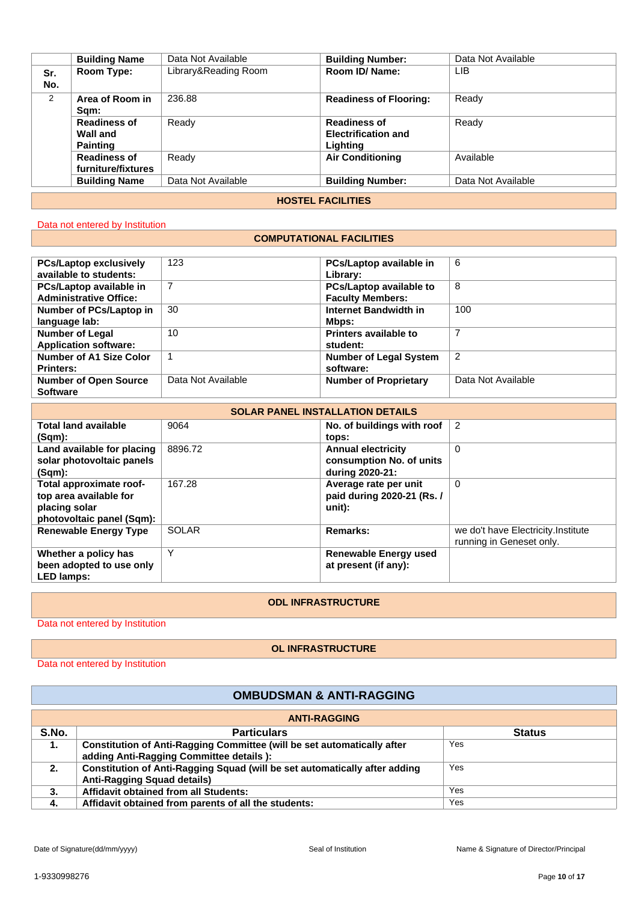| | Building Name | Data Not Available | Building Number: | Data Not Available |
|---|---|---|---|---|
| Sr. No. | Room Type: | Library&Reading Room | Room ID/ Name: | LIB |
| 2 | Area of Room in Sqm: | 236.88 | Readiness of Flooring: | Ready |
| | Readiness of Wall and Painting | Ready | Readiness of Electrification and Lighting | Ready |
| | Readiness of furniture/fixtures | Ready | Air Conditioning | Available |
| | Building Name | Data Not Available | Building Number: | Data Not Available |

## HOSTEL FACILITIES

Data not entered by Institution

## COMPUTATIONAL FACILITIES

| | | | |
|---|---|---|---|
| **PCs/Laptop exclusively available to students:** | 123 | **PCs/Laptop available in Library:** | 6 |
| **PCs/Laptop available in Administrative Office:** | 7 | **PCs/Laptop available to Faculty Members:** | 8 |
| **Number of PCs/Laptop in language lab:** | 30 | **Internet Bandwidth in Mbps:** | 100 |
| **Number of Legal Application software:** | 10 | **Printers available to student:** | 7 |
| **Number of A1 Size Color Printers:** | 1 | **Number of Legal System software:** | 2 |
| **Number of Open Source Software** | Data Not Available | **Number of Proprietary** | Data Not Available |

## SOLAR PANEL INSTALLATION DETAILS

| | | | |
|---|---|---|---|
| **Total land available (Sqm):** | 9064 | **No. of buildings with roof tops:** | 2 |
| **Land available for placing solar photovoltaic panels (Sqm):** | 8896.72 | **Annual electricity consumption No. of units during 2020-21:** | 0 |
| **Total approximate roof-top area available for placing solar photovoltaic panel (Sqm):** | 167.28 | **Average rate per unit paid during 2020-21 (Rs. / unit):** | 0 |
| **Renewable Energy Type** | SOLAR | **Remarks:** | we do't have Electricity.Institute running in Geneset only. |
| **Whether a policy has been adopted to use only LED lamps:** | Y | **Renewable Energy used at present (if any):** | |

## ODL INFRASTRUCTURE

Data not entered by Institution

## OL INFRASTRUCTURE

Data not entered by Institution

# OMBUDSMAN & ANTI-RAGGING

## ANTI-RAGGING

| S.No. | Particulars | Status |
|---|---|---|
| 1. | **Constitution of Anti-Ragging Committee (will be set automatically after adding Anti-Ragging Committee details ):** | Yes |
| 2. | **Constitution of Anti-Ragging Squad (will be set automatically after adding Anti-Ragging Squad details)** | Yes |
| 3. | **Affidavit obtained from all Students:** | Yes |
| 4. | **Affidavit obtained from parents of all the students:** | Yes |

Date of Signature(dd/mm/yyyy) | Seal of Institution | Name & Signature of Director/Principal

1-9330998276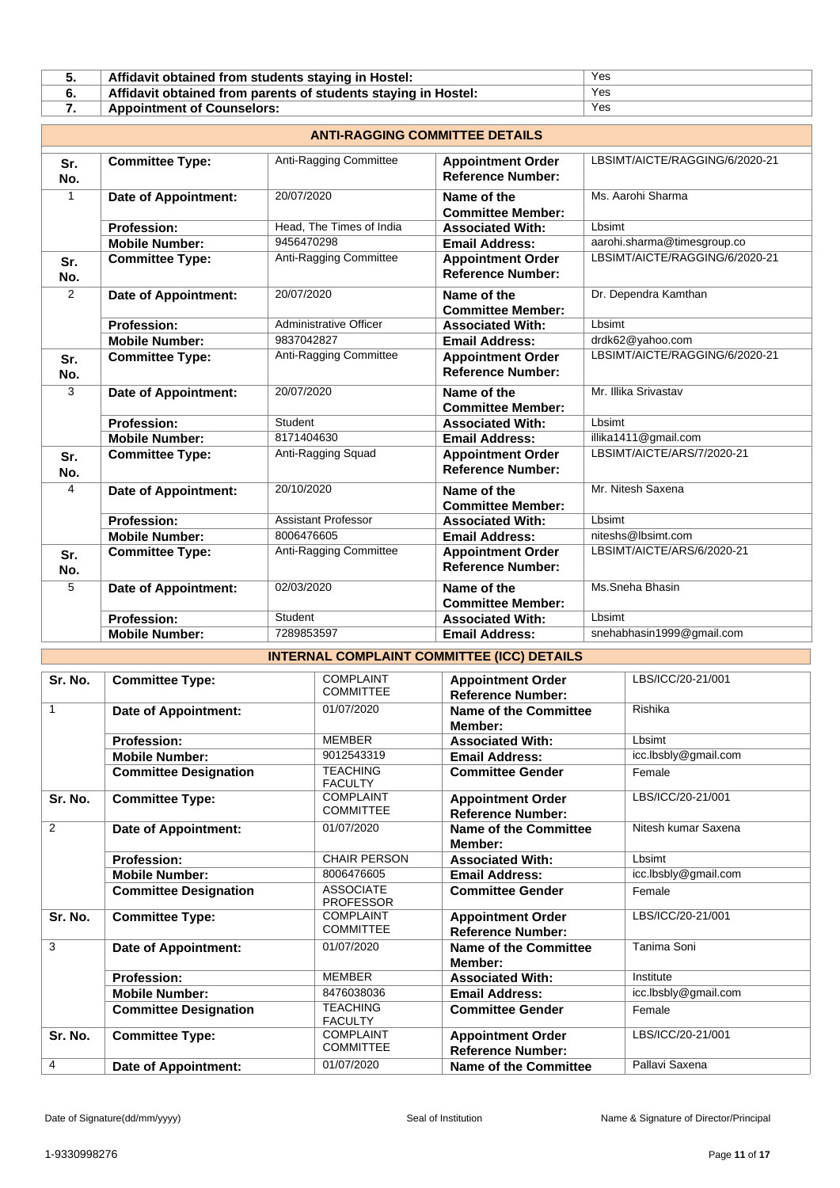| | | |
|---|---|---|
| 5. | Affidavit obtained from students staying in Hostel: | Yes |
| 6. | Affidavit obtained from parents of students staying in Hostel: | Yes |
| 7. | Appointment of Counselors: | Yes |

## ANTI-RAGGING COMMITTEE DETAILS

| | | | | |
|---|---|---|---|---|
| **Sr. No.** | **Committee Type:** | Anti-Ragging Committee | **Appointment Order Reference Number:** | LBSIMT/AICTE/RAGGING/6/2020-21 |
| 1 | **Date of Appointment:** | 20/07/2020 | **Name of the Committee Member:** | Ms. Aarohi Sharma |
| | **Profession:** | Head, The Times of India | **Associated With:** | Lbsimt |
| | **Mobile Number:** | 9456470298 | **Email Address:** | aarohi.sharma@timesgroup.co |
| **Sr. No.** | **Committee Type:** | Anti-Ragging Committee | **Appointment Order Reference Number:** | LBSIMT/AICTE/RAGGING/6/2020-21 |
| 2 | **Date of Appointment:** | 20/07/2020 | **Name of the Committee Member:** | Dr. Dependra Kamthan |
| | **Profession:** | Administrative Officer | **Associated With:** | Lbsimt |
| | **Mobile Number:** | 9837042827 | **Email Address:** | drdk62@yahoo.com |
| **Sr. No.** | **Committee Type:** | Anti-Ragging Committee | **Appointment Order Reference Number:** | LBSIMT/AICTE/RAGGING/6/2020-21 |
| 3 | **Date of Appointment:** | 20/07/2020 | **Name of the Committee Member:** | Mr. Illika Srivastav |
| | **Profession:** | Student | **Associated With:** | Lbsimt |
| | **Mobile Number:** | 8171404630 | **Email Address:** | illika1411@gmail.com |
| **Sr. No.** | **Committee Type:** | Anti-Ragging Squad | **Appointment Order Reference Number:** | LBSIMT/AICTE/ARS/7/2020-21 |
| 4 | **Date of Appointment:** | 20/10/2020 | **Name of the Committee Member:** | Mr. Nitesh Saxena |
| | **Profession:** | Assistant Professor | **Associated With:** | Lbsimt |
| | **Mobile Number:** | 8006476605 | **Email Address:** | niteshs@lbsimt.com |
| **Sr. No.** | **Committee Type:** | Anti-Ragging Committee | **Appointment Order Reference Number:** | LBSIMT/AICTE/ARS/6/2020-21 |
| 5 | **Date of Appointment:** | 02/03/2020 | **Name of the Committee Member:** | Ms.Sneha Bhasin |
| | **Profession:** | Student | **Associated With:** | Lbsimt |
| | **Mobile Number:** | 7289853597 | **Email Address:** | snehabhasin1999@gmail.com |

## INTERNAL COMPLAINT COMMITTEE (ICC) DETAILS

| | | | | |
|---|---|---|---|---|
| **Sr. No.** | **Committee Type:** | COMPLAINT COMMITTEE | **Appointment Order Reference Number:** | LBS/ICC/20-21/001 |
| 1 | **Date of Appointment:** | 01/07/2020 | **Name of the Committee Member:** | Rishika |
| | **Profession:** | MEMBER | **Associated With:** | Lbsimt |
| | **Mobile Number:** | 9012543319 | **Email Address:** | icc.lbsbly@gmail.com |
| | **Committee Designation** | TEACHING FACULTY | **Committee Gender** | Female |
| **Sr. No.** | **Committee Type:** | COMPLAINT COMMITTEE | **Appointment Order Reference Number:** | LBS/ICC/20-21/001 |
| 2 | **Date of Appointment:** | 01/07/2020 | **Name of the Committee Member:** | Nitesh kumar Saxena |
| | **Profession:** | CHAIR PERSON | **Associated With:** | Lbsimt |
| | **Mobile Number:** | 8006476605 | **Email Address:** | icc.lbsbly@gmail.com |
| | **Committee Designation** | ASSOCIATE PROFESSOR | **Committee Gender** | Female |
| **Sr. No.** | **Committee Type:** | COMPLAINT COMMITTEE | **Appointment Order Reference Number:** | LBS/ICC/20-21/001 |
| 3 | **Date of Appointment:** | 01/07/2020 | **Name of the Committee Member:** | Tanima Soni |
| | **Profession:** | MEMBER | **Associated With:** | Institute |
| | **Mobile Number:** | 8476038036 | **Email Address:** | icc.lbsbly@gmail.com |
| | **Committee Designation** | TEACHING FACULTY | **Committee Gender** | Female |
| **Sr. No.** | **Committee Type:** | COMPLAINT COMMITTEE | **Appointment Order Reference Number:** | LBS/ICC/20-21/001 |
| 4 | **Date of Appointment:** | 01/07/2020 | **Name of the Committee** | Pallavi Saxena |

Date of Signature(dd/mm/yyyy) | Seal of Institution | Name & Signature of Director/Principal

1-9330998276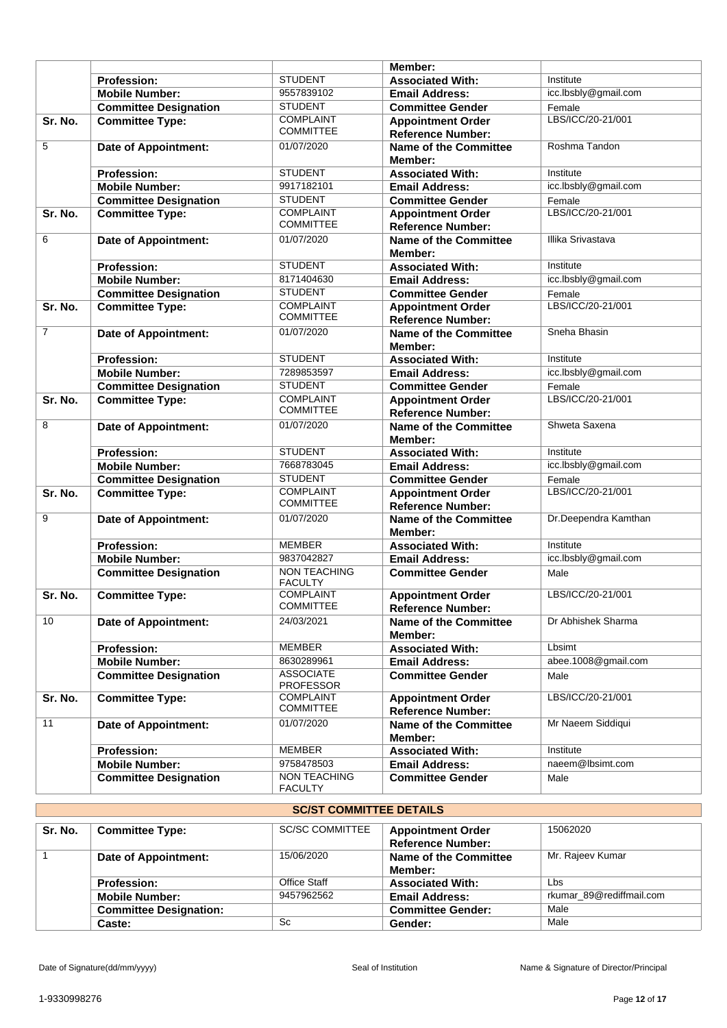|  |  |  | Member: |  |
|---|---|---|---|---|
|  | **Profession:** | STUDENT | **Associated With:** | Institute |
|  | **Mobile Number:** | 9557839102 | **Email Address:** | icc.lbsbly@gmail.com |
|  | **Committee Designation** | STUDENT | **Committee Gender** | Female |
| **Sr. No.** | **Committee Type:** | COMPLAINT COMMITTEE | **Appointment Order Reference Number:** | LBS/ICC/20-21/001 |
| 5 | **Date of Appointment:** | 01/07/2020 | **Name of the Committee Member:** | Roshma Tandon |
|  | **Profession:** | STUDENT | **Associated With:** | Institute |
|  | **Mobile Number:** | 9917182101 | **Email Address:** | icc.lbsbly@gmail.com |
|  | **Committee Designation** | STUDENT | **Committee Gender** | Female |
| **Sr. No.** | **Committee Type:** | COMPLAINT COMMITTEE | **Appointment Order Reference Number:** | LBS/ICC/20-21/001 |
| 6 | **Date of Appointment:** | 01/07/2020 | **Name of the Committee Member:** | Illika Srivastava |
|  | **Profession:** | STUDENT | **Associated With:** | Institute |
|  | **Mobile Number:** | 8171404630 | **Email Address:** | icc.lbsbly@gmail.com |
|  | **Committee Designation** | STUDENT | **Committee Gender** | Female |
| **Sr. No.** | **Committee Type:** | COMPLAINT COMMITTEE | **Appointment Order Reference Number:** | LBS/ICC/20-21/001 |
| 7 | **Date of Appointment:** | 01/07/2020 | **Name of the Committee Member:** | Sneha Bhasin |
|  | **Profession:** | STUDENT | **Associated With:** | Institute |
|  | **Mobile Number:** | 7289853597 | **Email Address:** | icc.lbsbly@gmail.com |
|  | **Committee Designation** | STUDENT | **Committee Gender** | Female |
| **Sr. No.** | **Committee Type:** | COMPLAINT COMMITTEE | **Appointment Order Reference Number:** | LBS/ICC/20-21/001 |
| 8 | **Date of Appointment:** | 01/07/2020 | **Name of the Committee Member:** | Shweta Saxena |
|  | **Profession:** | STUDENT | **Associated With:** | Institute |
|  | **Mobile Number:** | 7668783045 | **Email Address:** | icc.lbsbly@gmail.com |
|  | **Committee Designation** | STUDENT | **Committee Gender** | Female |
| **Sr. No.** | **Committee Type:** | COMPLAINT COMMITTEE | **Appointment Order Reference Number:** | LBS/ICC/20-21/001 |
| 9 | **Date of Appointment:** | 01/07/2020 | **Name of the Committee Member:** | Dr.Deependra Kamthan |
|  | **Profession:** | MEMBER | **Associated With:** | Institute |
|  | **Mobile Number:** | 9837042827 | **Email Address:** | icc.lbsbly@gmail.com |
|  | **Committee Designation** | NON TEACHING FACULTY | **Committee Gender** | Male |
| **Sr. No.** | **Committee Type:** | COMPLAINT COMMITTEE | **Appointment Order Reference Number:** | LBS/ICC/20-21/001 |
| 10 | **Date of Appointment:** | 24/03/2021 | **Name of the Committee Member:** | Dr Abhishek Sharma |
|  | **Profession:** | MEMBER | **Associated With:** | Lbsimt |
|  | **Mobile Number:** | 8630289961 | **Email Address:** | abee.1008@gmail.com |
|  | **Committee Designation** | ASSOCIATE PROFESSOR | **Committee Gender** | Male |
| **Sr. No.** | **Committee Type:** | COMPLAINT COMMITTEE | **Appointment Order Reference Number:** | LBS/ICC/20-21/001 |
| 11 | **Date of Appointment:** | 01/07/2020 | **Name of the Committee Member:** | Mr Naeem Siddiqui |
|  | **Profession:** | MEMBER | **Associated With:** | Institute |
|  | **Mobile Number:** | 9758478503 | **Email Address:** | naeem@lbsimt.com |
|  | **Committee Designation** | NON TEACHING FACULTY | **Committee Gender** | Male |

## SC/ST COMMITTEE DETAILS

| **Sr. No.** | **Committee Type:** | SC/SC COMMITTEE | **Appointment Order Reference Number:** | 15062020 |
|---|---|---|---|---|
| 1 | **Date of Appointment:** | 15/06/2020 | **Name of the Committee Member:** | Mr. Rajeev Kumar |
|  | **Profession:** | Office Staff | **Associated With:** | Lbs |
|  | **Mobile Number:** | 9457962562 | **Email Address:** | rkumar_89@rediffmail.com |
|  | **Committee Designation:** |  | **Committee Gender:** | Male |
|  | **Caste:** | Sc | **Gender:** | Male |

Date of Signature(dd/mm/yyyy) Seal of Institution Name & Signature of Director/Principal

1-9330998276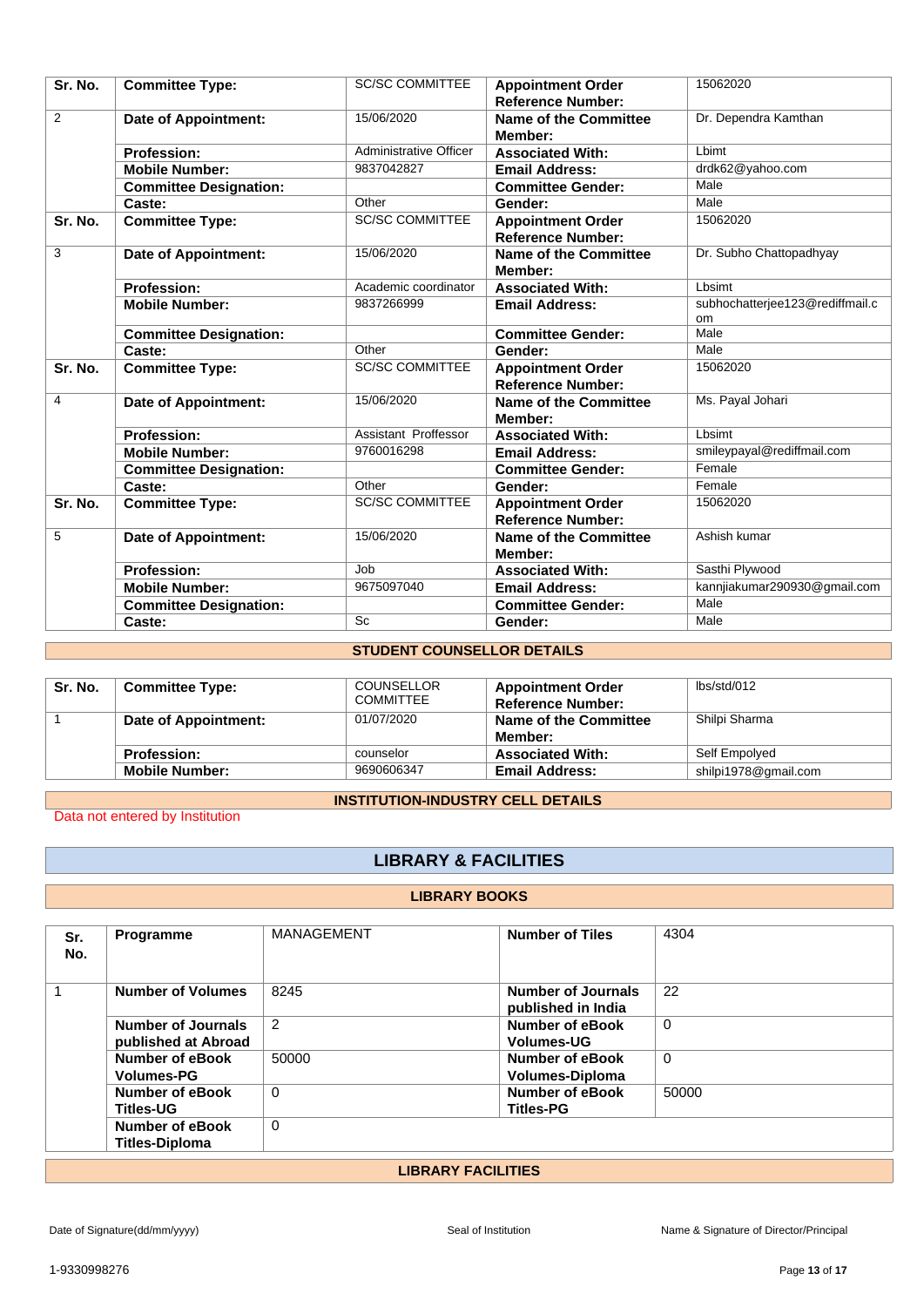| Sr. No. | Committee Type: | SC/SC COMMITTEE | Appointment Order Reference Number: | 15062020 |
|---|---|---|---|---|
| 2 | Date of Appointment: | 15/06/2020 | Name of the Committee Member: | Dr. Dependra Kamthan |
| | Profession: | Administrative Officer | Associated With: | Lbimt |
| | Mobile Number: | 9837042827 | Email Address: | drdk62@yahoo.com |
| | Committee Designation: | | Committee Gender: | Male |
| | Caste: | Other | Gender: | Male |
| Sr. No. | Committee Type: | SC/SC COMMITTEE | Appointment Order Reference Number: | 15062020 |
| 3 | Date of Appointment: | 15/06/2020 | Name of the Committee Member: | Dr. Subho Chattopadhyay |
| | Profession: | Academic coordinator | Associated With: | Lbsimt |
| | Mobile Number: | 9837266999 | Email Address: | subhochatterjee123@rediffmail.com |
| | Committee Designation: | | Committee Gender: | Male |
| | Caste: | Other | Gender: | Male |
| Sr. No. | Committee Type: | SC/SC COMMITTEE | Appointment Order Reference Number: | 15062020 |
| 4 | Date of Appointment: | 15/06/2020 | Name of the Committee Member: | Ms. Payal Johari |
| | Profession: | Assistant Proffessor | Associated With: | Lbsimt |
| | Mobile Number: | 9760016298 | Email Address: | smileypayal@rediffmail.com |
| | Committee Designation: | | Committee Gender: | Female |
| | Caste: | Other | Gender: | Female |
| Sr. No. | Committee Type: | SC/SC COMMITTEE | Appointment Order Reference Number: | 15062020 |
| 5 | Date of Appointment: | 15/06/2020 | Name of the Committee Member: | Ashish kumar |
| | Profession: | Job | Associated With: | Sasthi Plywood |
| | Mobile Number: | 9675097040 | Email Address: | kannjiakumar290930@gmail.com |
| | Committee Designation: | | Committee Gender: | Male |
| | Caste: | Sc | Gender: | Male |

### STUDENT COUNSELLOR DETAILS

| Sr. No. | Committee Type: | COUNSELLOR COMMITTEE | Appointment Order Reference Number: | lbs/std/012 |
|---|---|---|---|---|
| 1 | Date of Appointment: | 01/07/2020 | Name of the Committee Member: | Shilpi Sharma |
| | Profession: | counselor | Associated With: | Self Empolyed |
| | Mobile Number: | 9690606347 | Email Address: | shilpi1978@gmail.com |

### INSTITUTION-INDUSTRY CELL DETAILS

Data not entered by Institution

## LIBRARY & FACILITIES

### LIBRARY BOOKS

| Sr. No. | Programme | MANAGEMENT | Number of Tiles | 4304 |
|---|---|---|---|---|
| 1 | Number of Volumes | 8245 | Number of Journals published in India | 22 |
| | Number of Journals published at Abroad | 2 | Number of eBook Volumes-UG | 0 |
| | Number of eBook Volumes-PG | 50000 | Number of eBook Volumes-Diploma | 0 |
| | Number of eBook Titles-UG | 0 | Number of eBook Titles-PG | 50000 |
| | Number of eBook Titles-Diploma | 0 | | |

### LIBRARY FACILITIES

Date of Signature(dd/mm/yyyy) Seal of Institution Name & Signature of Director/Principal

1-9330998276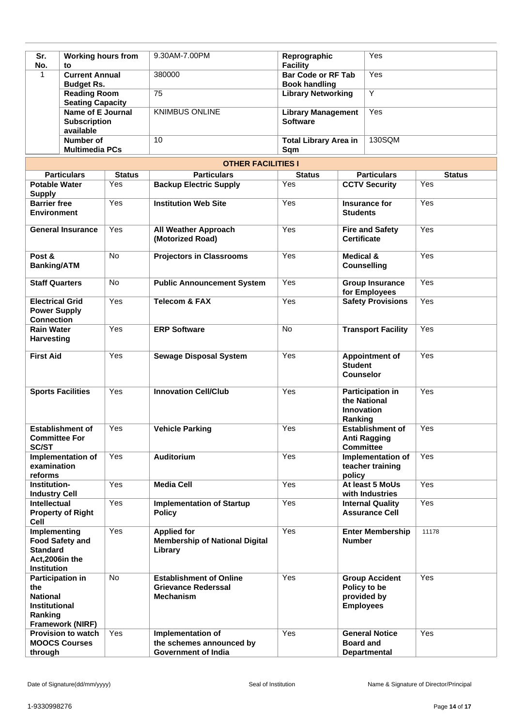| Sr. No. | Working hours from to | 9.30AM-7.00PM | Reprographic Facility | Yes |
|---|---|---|---|---|
| 1 | Current Annual Budget Rs. | 380000 | Bar Code or RF Tab Book handling | Yes |
| | Reading Room Seating Capacity | 75 | Library Networking | Y |
| | Name of E Journal Subscription available | KNIMBUS ONLINE | Library Management Software | Yes |
| | Number of Multimedia PCs | 10 | Total Library Area in Sqm | 130SQM |

**OTHER FACILITIES I**

| Particulars | Status | Particulars | Status | Particulars | Status |
|---|---|---|---|---|---|
| Potable Water Supply | Yes | Backup Electric Supply | Yes | CCTV Security | Yes |
| Barrier free Environment | Yes | Institution Web Site | Yes | Insurance for Students | Yes |
| General Insurance | Yes | All Weather Approach (Motorized Road) | Yes | Fire and Safety Certificate | Yes |
| Post & Banking/ATM | No | Projectors in Classrooms | Yes | Medical & Counselling | Yes |
| Staff Quarters | No | Public Announcement System | Yes | Group Insurance for Employees | Yes |
| Electrical Grid Power Supply Connection | Yes | Telecom & FAX | Yes | Safety Provisions | Yes |
| Rain Water Harvesting | Yes | ERP Software | No | Transport Facility | Yes |
| First Aid | Yes | Sewage Disposal System | Yes | Appointment of Student Counselor | Yes |
| Sports Facilities | Yes | Innovation Cell/Club | Yes | Participation in the National Innovation Ranking | Yes |
| Establishment of Committee For SC/ST | Yes | Vehicle Parking | Yes | Establishment of Anti Ragging Committee | Yes |
| Implementation of examination reforms | Yes | Auditorium | Yes | Implementation of teacher training policy | Yes |
| Institution-Industry Cell | Yes | Media Cell | Yes | At least 5 MoUs with Industries | Yes |
| Intellectual Property of Right Cell | Yes | Implementation of Startup Policy | Yes | Internal Quality Assurance Cell | Yes |
| Implementing Food Safety and Standard Act,2006in the Institution | Yes | Applied for Membership of National Digital Library | Yes | Enter Membership Number | 11178 |
| Participation in the National Institutional Ranking Framework (NIRF) | No | Establishment of Online Grievance Rederssal Mechanism | Yes | Group Accident Policy to be provided by Employees | Yes |
| Provision to watch MOOCS Courses through | Yes | Implementation of the schemes announced by Government of India | Yes | General Notice Board and Departmental | Yes |

Date of Signature(dd/mm/yyyy) Seal of Institution Name & Signature of Director/Principal

1-9330998276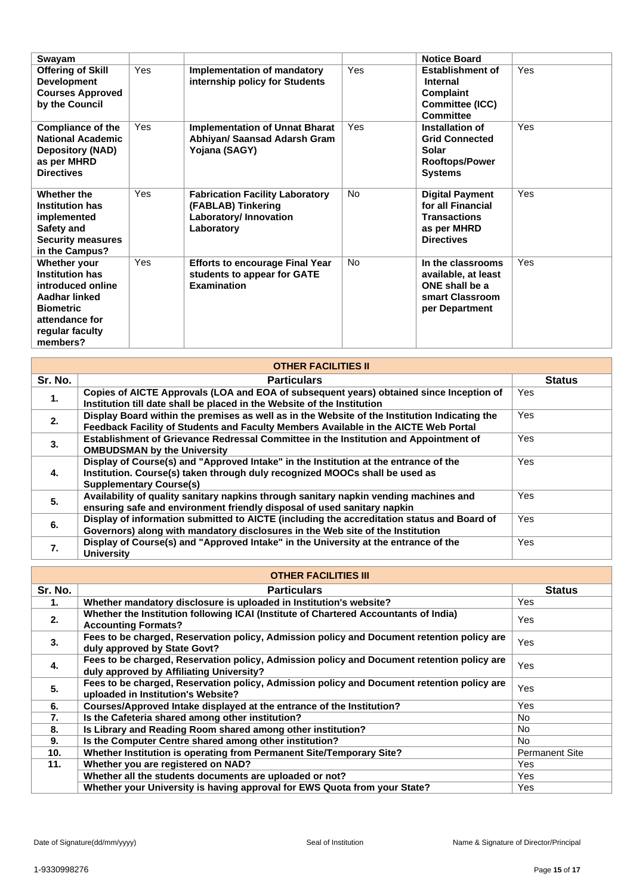| | | | | | |
|---|---|---|---|---|---|
| **Swayam** | | | | **Notice Board** | |
| **Offering of Skill Development Courses Approved by the Council** | Yes | **Implementation of mandatory internship policy for Students** | Yes | **Establishment of Internal Complaint Committee (ICC) Committee** | Yes |
| **Compliance of the National Academic Depository (NAD) as per MHRD Directives** | Yes | **Implementation of Unnat Bharat Abhiyan/ Saansad Adarsh Gram Yojana (SAGY)** | Yes | **Installation of Grid Connected Solar Rooftops/Power Systems** | Yes |
| **Whether the Institution has implemented Safety and Security measures in the Campus?** | Yes | **Fabrication Facility Laboratory (FABLAB) Tinkering Laboratory/ Innovation Laboratory** | No | **Digital Payment for all Financial Transactions as per MHRD Directives** | Yes |
| **Whether your Institution has introduced online Aadhar linked Biometric attendance for regular faculty members?** | Yes | **Efforts to encourage Final Year students to appear for GATE Examination** | No | **In the classrooms available, at least ONE shall be a smart Classroom per Department** | Yes |

**OTHER FACILITIES II**

| Sr. No. | Particulars | Status |
|---|---|---|
| 1. | **Copies of AICTE Approvals (LOA and EOA of subsequent years) obtained since Inception of Institution till date shall be placed in the Website of the Institution** | Yes |
| 2. | **Display Board within the premises as well as in the Website of the Institution Indicating the Feedback Facility of Students and Faculty Members Available in the AICTE Web Portal** | Yes |
| 3. | **Establishment of Grievance Redressal Committee in the Institution and Appointment of OMBUDSMAN by the University** | Yes |
| 4. | **Display of Course(s) and "Approved Intake" in the Institution at the entrance of the Institution. Course(s) taken through duly recognized MOOCs shall be used as Supplementary Course(s)** | Yes |
| 5. | **Availability of quality sanitary napkins through sanitary napkin vending machines and ensuring safe and environment friendly disposal of used sanitary napkin** | Yes |
| 6. | **Display of information submitted to AICTE (including the accreditation status and Board of Governors) along with mandatory disclosures in the Web site of the Institution** | Yes |
| 7. | **Display of Course(s) and "Approved Intake" in the University at the entrance of the University** | Yes |

**OTHER FACILITIES III**

| Sr. No. | Particulars | Status |
|---|---|---|
| 1. | **Whether mandatory disclosure is uploaded in Institution's website?** | Yes |
| 2. | **Whether the Institution following ICAI (Institute of Chartered Accountants of India) Accounting Formats?** | Yes |
| 3. | **Fees to be charged, Reservation policy, Admission policy and Document retention policy are duly approved by State Govt?** | Yes |
| 4. | **Fees to be charged, Reservation policy, Admission policy and Document retention policy are duly approved by Affiliating University?** | Yes |
| 5. | **Fees to be charged, Reservation policy, Admission policy and Document retention policy are uploaded in Institution's Website?** | Yes |
| 6. | **Courses/Approved Intake displayed at the entrance of the Institution?** | Yes |
| 7. | **Is the Cafeteria shared among other institution?** | No |
| 8. | **Is Library and Reading Room shared among other institution?** | No |
| 9. | **Is the Computer Centre shared among other institution?** | No |
| 10. | **Whether Institution is operating from Permanent Site/Temporary Site?** | Permanent Site |
| 11. | **Whether you are registered on NAD?** | Yes |
| | **Whether all the students documents are uploaded or not?** | Yes |
| | **Whether your University is having approval for EWS Quota from your State?** | Yes |

Date of Signature(dd/mm/yyyy) Seal of Institution Name & Signature of Director/Principal

1-9330998276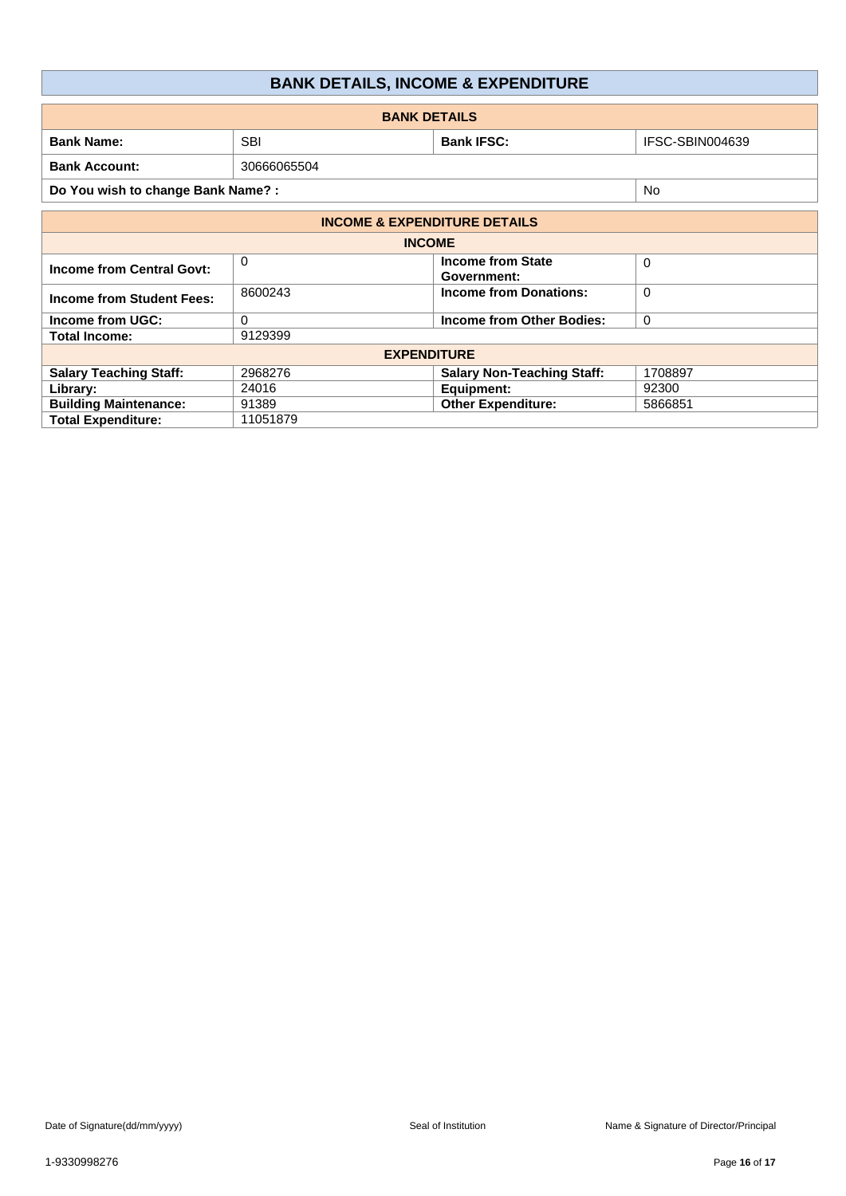# BANK DETAILS, INCOME & EXPENDITURE

## BANK DETAILS

| | | | |
|---|---|---|---|
| **Bank Name:** | SBI | **Bank IFSC:** | IFSC-SBIN004639 |
| **Bank Account:** | 30666065504 | | |
| **Do You wish to change Bank Name? :** | | | No |

## INCOME & EXPENDITURE DETAILS

### INCOME

| | | | |
|---|---|---|---|
| **Income from Central Govt:** | 0 | **Income from State Government:** | 0 |
| **Income from Student Fees:** | 8600243 | **Income from Donations:** | 0 |
| **Income from UGC:** | 0 | **Income from Other Bodies:** | 0 |
| **Total Income:** | 9129399 | | |

### EXPENDITURE

| | | | |
|---|---|---|---|
| **Salary Teaching Staff:** | 2968276 | **Salary Non-Teaching Staff:** | 1708897 |
| **Library:** | 24016 | **Equipment:** | 92300 |
| **Building Maintenance:** | 91389 | **Other Expenditure:** | 5866851 |
| **Total Expenditure:** | 11051879 | | |

Date of Signature(dd/mm/yyyy) Seal of Institution Name & Signature of Director/Principal

1-9330998276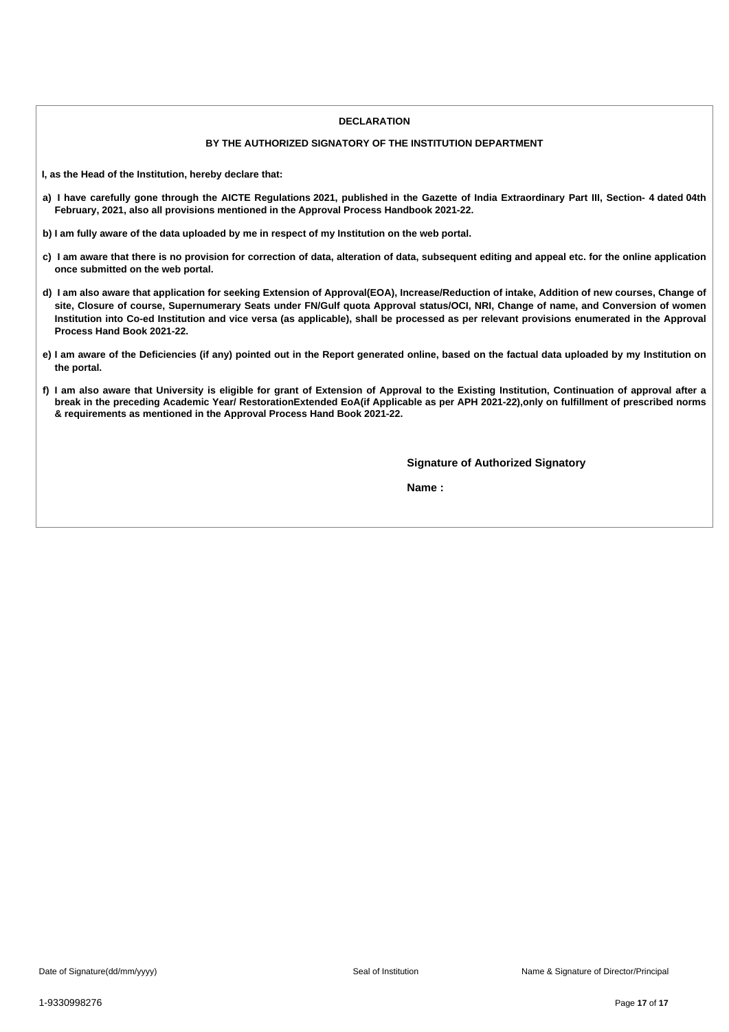## DECLARATION

### BY THE AUTHORIZED SIGNATORY OF THE INSTITUTION DEPARTMENT

**I, as the Head of the Institution, hereby declare that:**

**a) I have carefully gone through the AICTE Regulations 2021, published in the Gazette of India Extraordinary Part III, Section- 4 dated 04th February, 2021, also all provisions mentioned in the Approval Process Handbook 2021-22.**

**b) I am fully aware of the data uploaded by me in respect of my Institution on the web portal.**

**c) I am aware that there is no provision for correction of data, alteration of data, subsequent editing and appeal etc. for the online application once submitted on the web portal.**

**d) I am also aware that application for seeking Extension of Approval(EOA), Increase/Reduction of intake, Addition of new courses, Change of site, Closure of course, Supernumerary Seats under FN/Gulf quota Approval status/OCI, NRI, Change of name, and Conversion of women Institution into Co-ed Institution and vice versa (as applicable), shall be processed as per relevant provisions enumerated in the Approval Process Hand Book 2021-22.**

**e) I am aware of the Deficiencies (if any) pointed out in the Report generated online, based on the factual data uploaded by my Institution on the portal.**

**f) I am also aware that University is eligible for grant of Extension of Approval to the Existing Institution, Continuation of approval after a break in the preceding Academic Year/ RestorationExtended EoA(if Applicable as per APH 2021-22),only on fulfillment of prescribed norms & requirements as mentioned in the Approval Process Hand Book 2021-22.**

**Signature of Authorized Signatory**

**Name :**

Date of Signature(dd/mm/yyyy)

Seal of Institution

Name & Signature of Director/Principal

1-9330998276